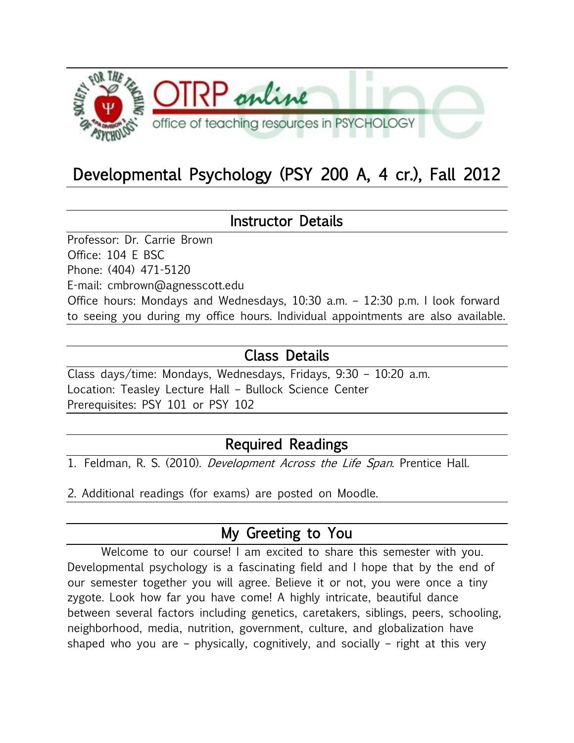# Developmental Psychology (PSY 200 A, 4 cr.), Fall 2012

## Instructor Details

Professor: Dr. Carrie Brown
Office: 104 E BSC
Phone: (404) 471-5120
E-mail: cmbrown@agnesscott.edu
Office hours: Mondays and Wednesdays, 10:30 a.m. – 12:30 p.m. I look forward to seeing you during my office hours. Individual appointments are also available.

## Class Details

Class days/time: Mondays, Wednesdays, Fridays, 9:30 – 10:20 a.m.
Location: Teasley Lecture Hall – Bullock Science Center
Prerequisites: PSY 101 or PSY 102

## Required Readings

1. Feldman, R. S. (2010). *Development Across the Life Span*. Prentice Hall.

2. Additional readings (for exams) are posted on Moodle.

## My Greeting to You

Welcome to our course! I am excited to share this semester with you. Developmental psychology is a fascinating field and I hope that by the end of our semester together you will agree. Believe it or not, you were once a tiny zygote. Look how far you have come! A highly intricate, beautiful dance between several factors including genetics, caretakers, siblings, peers, schooling, neighborhood, media, nutrition, government, culture, and globalization have shaped who you are – physically, cognitively, and socially – right at this very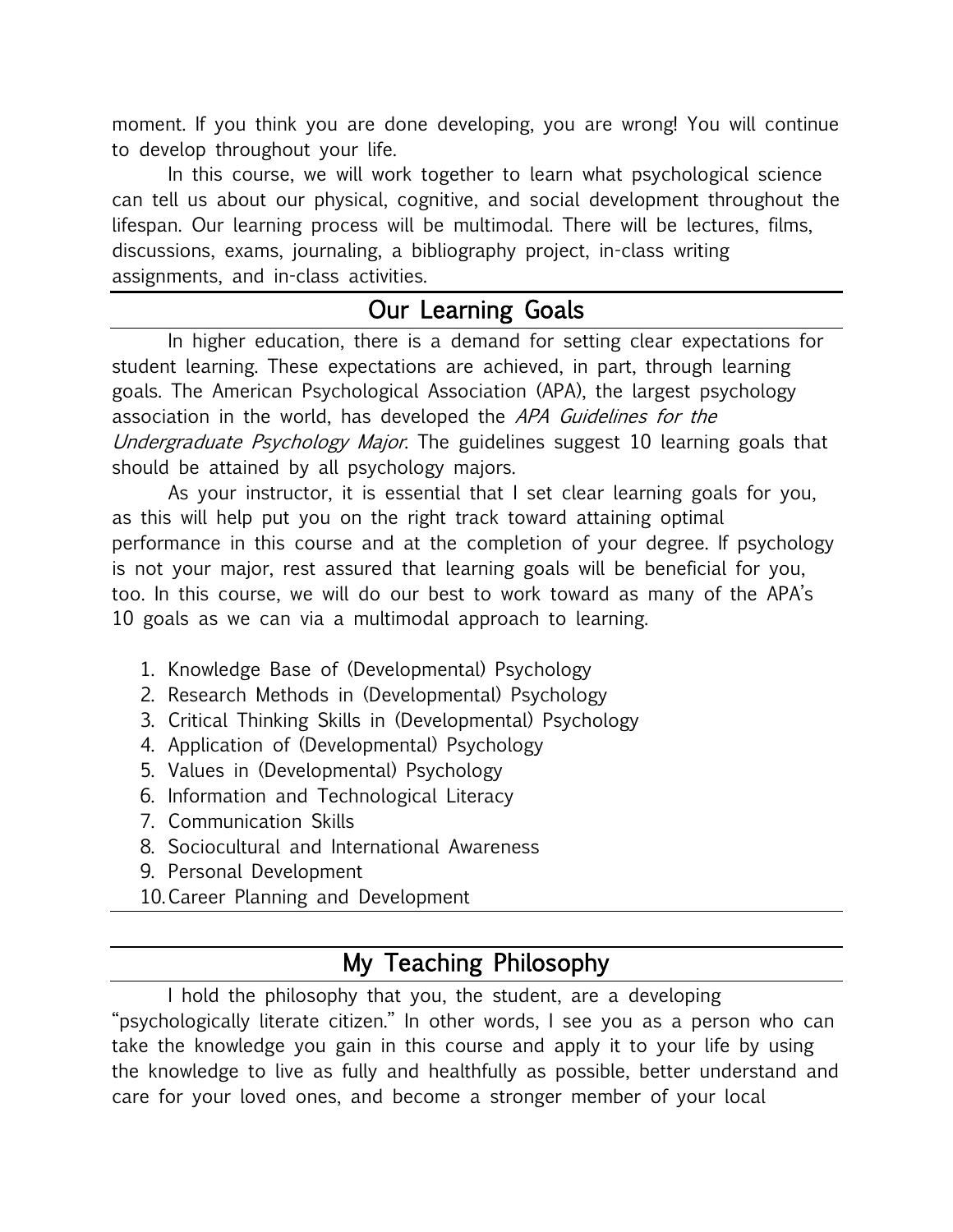moment. If you think you are done developing, you are wrong! You will continue to develop throughout your life.

In this course, we will work together to learn what psychological science can tell us about our physical, cognitive, and social development throughout the lifespan. Our learning process will be multimodal. There will be lectures, films, discussions, exams, journaling, a bibliography project, in-class writing assignments, and in-class activities.

## Our Learning Goals

In higher education, there is a demand for setting clear expectations for student learning. These expectations are achieved, in part, through learning goals. The American Psychological Association (APA), the largest psychology association in the world, has developed the *APA Guidelines for the Undergraduate Psychology Major*. The guidelines suggest 10 learning goals that should be attained by all psychology majors.

As your instructor, it is essential that I set clear learning goals for you, as this will help put you on the right track toward attaining optimal performance in this course and at the completion of your degree. If psychology is not your major, rest assured that learning goals will be beneficial for you, too. In this course, we will do our best to work toward as many of the APA's 10 goals as we can via a multimodal approach to learning.

1. Knowledge Base of (Developmental) Psychology
2. Research Methods in (Developmental) Psychology
3. Critical Thinking Skills in (Developmental) Psychology
4. Application of (Developmental) Psychology
5. Values in (Developmental) Psychology
6. Information and Technological Literacy
7. Communication Skills
8. Sociocultural and International Awareness
9. Personal Development
10. Career Planning and Development

## My Teaching Philosophy

I hold the philosophy that you, the student, are a developing "psychologically literate citizen." In other words, I see you as a person who can take the knowledge you gain in this course and apply it to your life by using the knowledge to live as fully and healthfully as possible, better understand and care for your loved ones, and become a stronger member of your local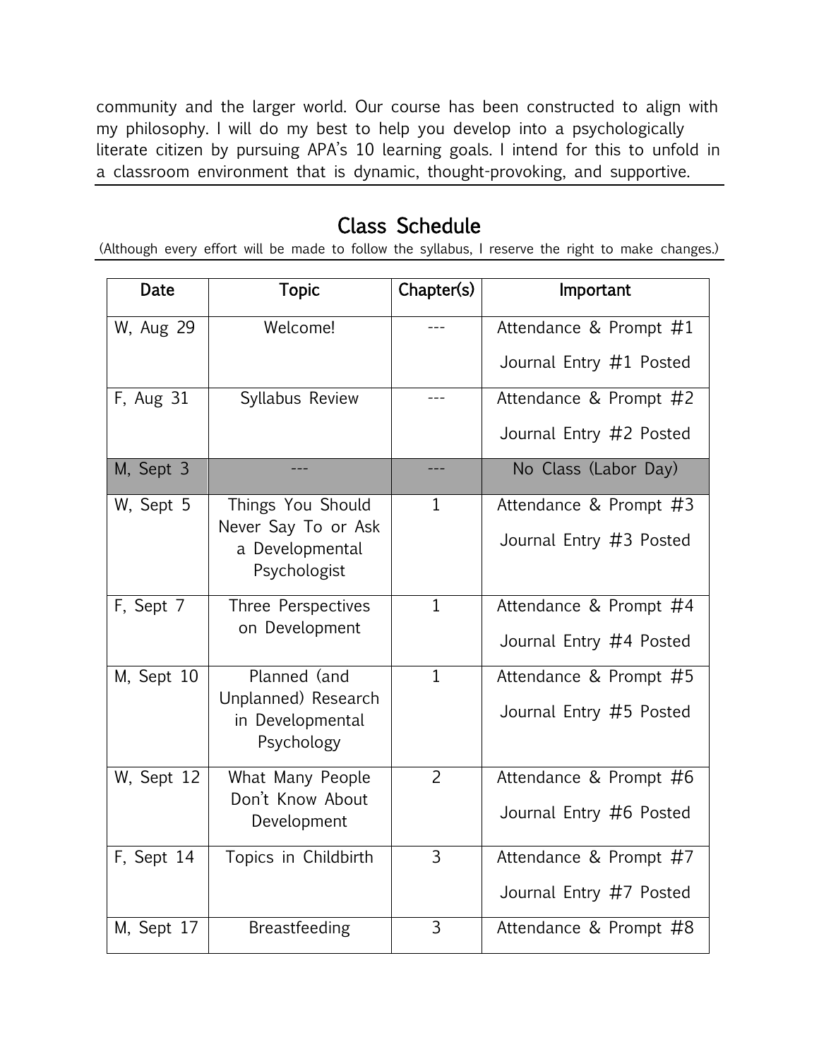community and the larger world. Our course has been constructed to align with my philosophy. I will do my best to help you develop into a psychologically literate citizen by pursuing APA's 10 learning goals. I intend for this to unfold in a classroom environment that is dynamic, thought-provoking, and supportive.

## Class Schedule

(Although every effort will be made to follow the syllabus, I reserve the right to make changes.)

| Date | Topic | Chapter(s) | Important |
|---|---|---|---|
| W, Aug 29 | Welcome! | --- | Attendance & Prompt #1<br>Journal Entry #1 Posted |
| F, Aug 31 | Syllabus Review | --- | Attendance & Prompt #2<br>Journal Entry #2 Posted |
| M, Sept 3 | --- | --- | No Class (Labor Day) |
| W, Sept 5 | Things You Should Never Say To or Ask a Developmental Psychologist | 1 | Attendance & Prompt #3<br>Journal Entry #3 Posted |
| F, Sept 7 | Three Perspectives on Development | 1 | Attendance & Prompt #4<br>Journal Entry #4 Posted |
| M, Sept 10 | Planned (and Unplanned) Research in Developmental Psychology | 1 | Attendance & Prompt #5<br>Journal Entry #5 Posted |
| W, Sept 12 | What Many People Don't Know About Development | 2 | Attendance & Prompt #6<br>Journal Entry #6 Posted |
| F, Sept 14 | Topics in Childbirth | 3 | Attendance & Prompt #7<br>Journal Entry #7 Posted |
| M, Sept 17 | Breastfeeding | 3 | Attendance & Prompt #8 |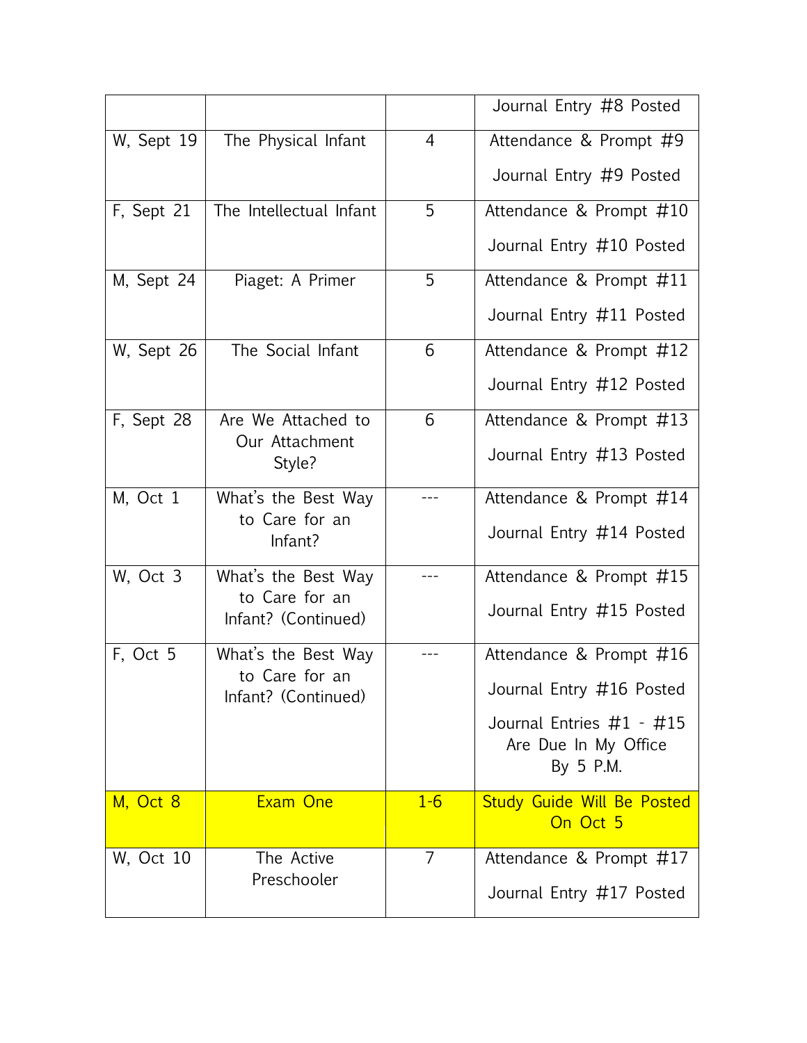| | | | |
|---|---|---|---|
| | | | Journal Entry #8 Posted |
| W, Sept 19 | The Physical Infant | 4 | Attendance & Prompt #9<br>Journal Entry #9 Posted |
| F, Sept 21 | The Intellectual Infant | 5 | Attendance & Prompt #10<br>Journal Entry #10 Posted |
| M, Sept 24 | Piaget: A Primer | 5 | Attendance & Prompt #11<br>Journal Entry #11 Posted |
| W, Sept 26 | The Social Infant | 6 | Attendance & Prompt #12<br>Journal Entry #12 Posted |
| F, Sept 28 | Are We Attached to Our Attachment Style? | 6 | Attendance & Prompt #13<br>Journal Entry #13 Posted |
| M, Oct 1 | What's the Best Way to Care for an Infant? | --- | Attendance & Prompt #14<br>Journal Entry #14 Posted |
| W, Oct 3 | What's the Best Way to Care for an Infant? (Continued) | --- | Attendance & Prompt #15<br>Journal Entry #15 Posted |
| F, Oct 5 | What's the Best Way to Care for an Infant? (Continued) | --- | Attendance & Prompt #16<br>Journal Entry #16 Posted<br>Journal Entries #1 - #15 Are Due In My Office By 5 P.M. |
| M, Oct 8 | Exam One | 1-6 | Study Guide Will Be Posted On Oct 5 |
| W, Oct 10 | The Active Preschooler | 7 | Attendance & Prompt #17<br>Journal Entry #17 Posted |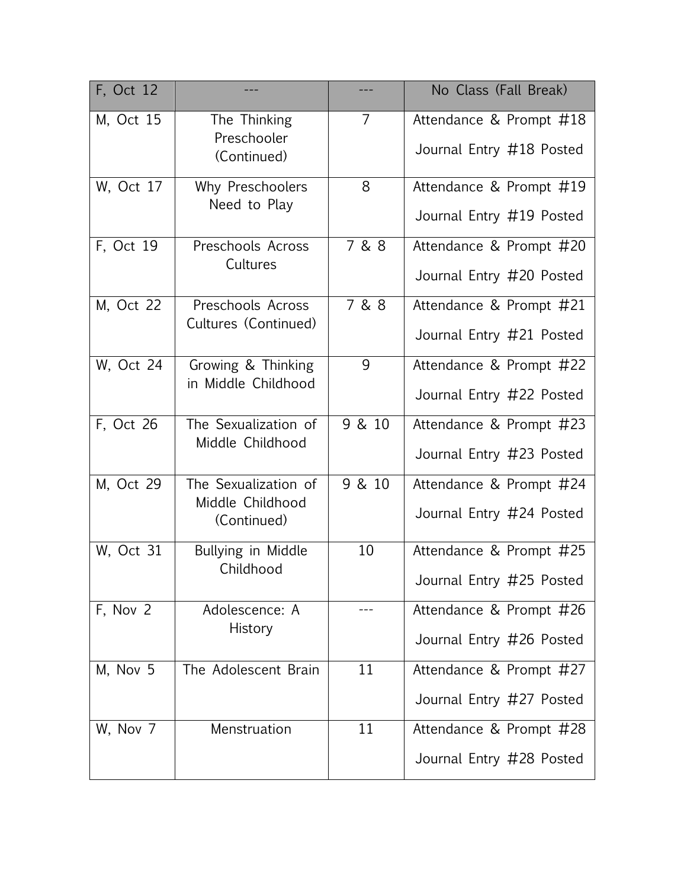| F, Oct 12 | --- | --- | No Class (Fall Break) |
|---|---|---|---|
| M, Oct 15 | The Thinking Preschooler (Continued) | 7 | Attendance & Prompt #18<br>Journal Entry #18 Posted |
| W, Oct 17 | Why Preschoolers Need to Play | 8 | Attendance & Prompt #19<br>Journal Entry #19 Posted |
| F, Oct 19 | Preschools Across Cultures | 7 & 8 | Attendance & Prompt #20<br>Journal Entry #20 Posted |
| M, Oct 22 | Preschools Across Cultures (Continued) | 7 & 8 | Attendance & Prompt #21<br>Journal Entry #21 Posted |
| W, Oct 24 | Growing & Thinking in Middle Childhood | 9 | Attendance & Prompt #22<br>Journal Entry #22 Posted |
| F, Oct 26 | The Sexualization of Middle Childhood | 9 & 10 | Attendance & Prompt #23<br>Journal Entry #23 Posted |
| M, Oct 29 | The Sexualization of Middle Childhood (Continued) | 9 & 10 | Attendance & Prompt #24<br>Journal Entry #24 Posted |
| W, Oct 31 | Bullying in Middle Childhood | 10 | Attendance & Prompt #25<br>Journal Entry #25 Posted |
| F, Nov 2 | Adolescence: A History | --- | Attendance & Prompt #26<br>Journal Entry #26 Posted |
| M, Nov 5 | The Adolescent Brain | 11 | Attendance & Prompt #27<br>Journal Entry #27 Posted |
| W, Nov 7 | Menstruation | 11 | Attendance & Prompt #28<br>Journal Entry #28 Posted |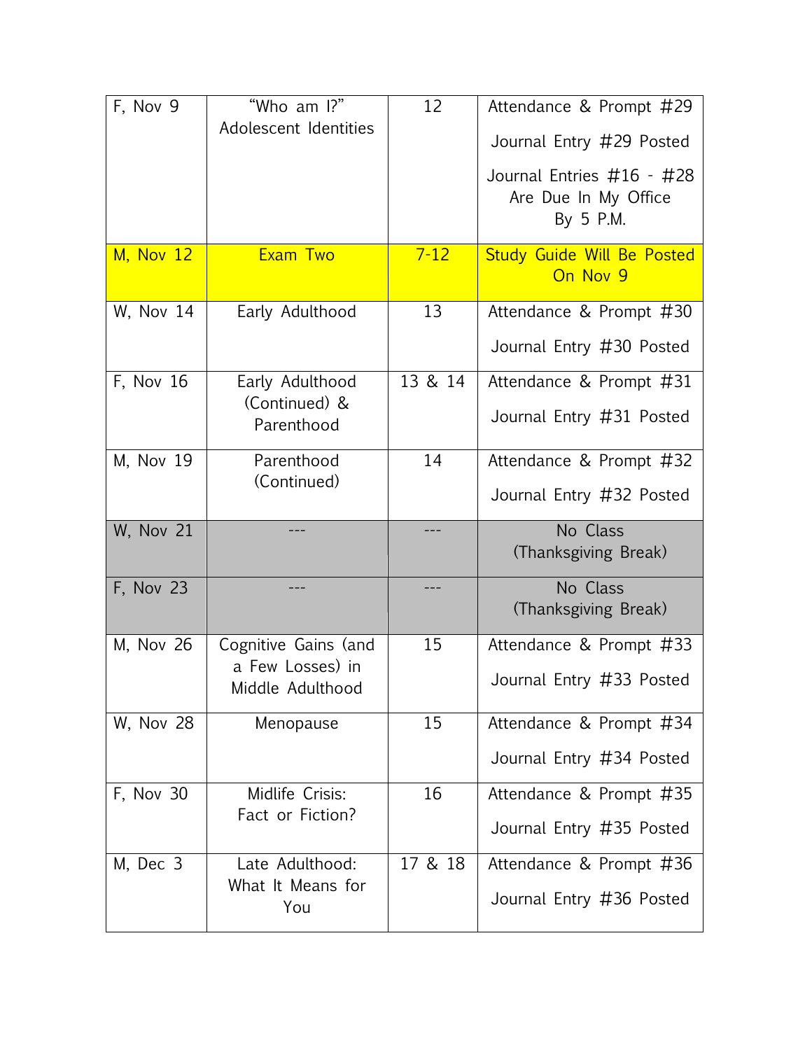| F, Nov 9 | "Who am I?" Adolescent Identities | 12 | Attendance & Prompt #29<br><br>Journal Entry #29 Posted<br><br>Journal Entries #16 - #28 Are Due In My Office By 5 P.M. |
| --- | --- | --- | --- |
| M, Nov 12 | Exam Two | 7-12 | Study Guide Will Be Posted On Nov 9 |
| W, Nov 14 | Early Adulthood | 13 | Attendance & Prompt #30<br><br>Journal Entry #30 Posted |
| F, Nov 16 | Early Adulthood (Continued) & Parenthood | 13 & 14 | Attendance & Prompt #31<br><br>Journal Entry #31 Posted |
| M, Nov 19 | Parenthood (Continued) | 14 | Attendance & Prompt #32<br><br>Journal Entry #32 Posted |
| W, Nov 21 | --- | --- | No Class (Thanksgiving Break) |
| F, Nov 23 | --- | --- | No Class (Thanksgiving Break) |
| M, Nov 26 | Cognitive Gains (and a Few Losses) in Middle Adulthood | 15 | Attendance & Prompt #33<br><br>Journal Entry #33 Posted |
| W, Nov 28 | Menopause | 15 | Attendance & Prompt #34<br><br>Journal Entry #34 Posted |
| F, Nov 30 | Midlife Crisis: Fact or Fiction? | 16 | Attendance & Prompt #35<br><br>Journal Entry #35 Posted |
| M, Dec 3 | Late Adulthood: What It Means for You | 17 & 18 | Attendance & Prompt #36<br><br>Journal Entry #36 Posted |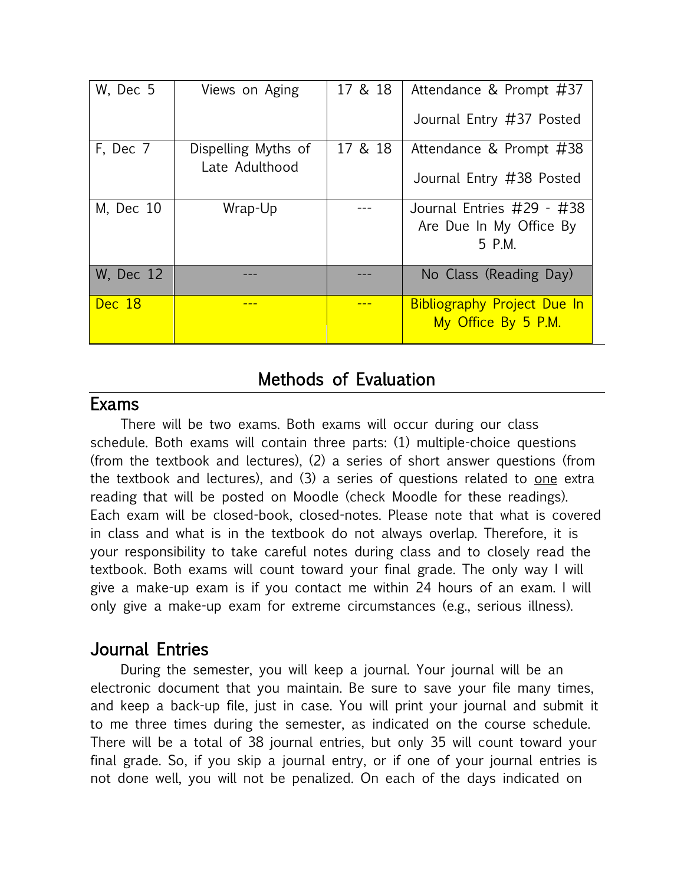| W, Dec 5 | Views on Aging | 17 & 18 | Attendance & Prompt #37<br><br>Journal Entry #37 Posted |
|---|---|---|---|
| F, Dec 7 | Dispelling Myths of Late Adulthood | 17 & 18 | Attendance & Prompt #38<br><br>Journal Entry #38 Posted |
| M, Dec 10 | Wrap-Up | --- | Journal Entries #29 - #38 Are Due In My Office By 5 P.M. |
| W, Dec 12 | --- | --- | No Class (Reading Day) |
| Dec 18 | --- | --- | Bibliography Project Due In My Office By 5 P.M. |

## Methods of Evaluation

### Exams

There will be two exams. Both exams will occur during our class schedule. Both exams will contain three parts: (1) multiple-choice questions (from the textbook and lectures), (2) a series of short answer questions (from the textbook and lectures), and (3) a series of questions related to one extra reading that will be posted on Moodle (check Moodle for these readings). Each exam will be closed-book, closed-notes. Please note that what is covered in class and what is in the textbook do not always overlap. Therefore, it is your responsibility to take careful notes during class and to closely read the textbook. Both exams will count toward your final grade. The only way I will give a make-up exam is if you contact me within 24 hours of an exam. I will only give a make-up exam for extreme circumstances (e.g., serious illness).

### Journal Entries

During the semester, you will keep a journal. Your journal will be an electronic document that you maintain. Be sure to save your file many times, and keep a back-up file, just in case. You will print your journal and submit it to me three times during the semester, as indicated on the course schedule. There will be a total of 38 journal entries, but only 35 will count toward your final grade. So, if you skip a journal entry, or if one of your journal entries is not done well, you will not be penalized. On each of the days indicated on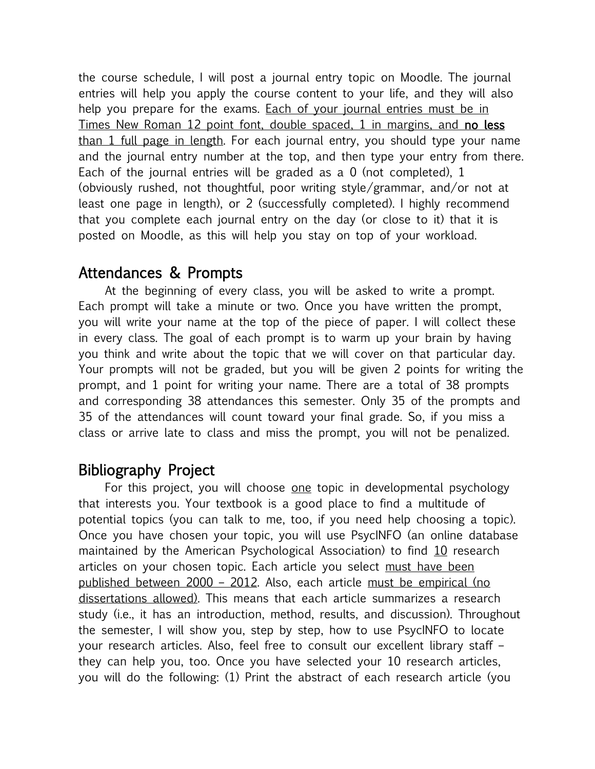the course schedule, I will post a journal entry topic on Moodle. The journal entries will help you apply the course content to your life, and they will also help you prepare for the exams. <u>Each of your journal entries must be in Times New Roman 12 point font, double spaced, 1 in margins, and **no less** than 1 full page in length</u>. For each journal entry, you should type your name and the journal entry number at the top, and then type your entry from there. Each of the journal entries will be graded as a 0 (not completed), 1 (obviously rushed, not thoughtful, poor writing style/grammar, and/or not at least one page in length), or 2 (successfully completed). I highly recommend that you complete each journal entry on the day (or close to it) that it is posted on Moodle, as this will help you stay on top of your workload.

## Attendances & Prompts

At the beginning of every class, you will be asked to write a prompt. Each prompt will take a minute or two. Once you have written the prompt, you will write your name at the top of the piece of paper. I will collect these in every class. The goal of each prompt is to warm up your brain by having you think and write about the topic that we will cover on that particular day. Your prompts will not be graded, but you will be given 2 points for writing the prompt, and 1 point for writing your name. There are a total of 38 prompts and corresponding 38 attendances this semester. Only 35 of the prompts and 35 of the attendances will count toward your final grade. So, if you miss a class or arrive late to class and miss the prompt, you will not be penalized.

## Bibliography Project

For this project, you will choose <u>one</u> topic in developmental psychology that interests you. Your textbook is a good place to find a multitude of potential topics (you can talk to me, too, if you need help choosing a topic). Once you have chosen your topic, you will use PsycINFO (an online database maintained by the American Psychological Association) to find <u>10</u> research articles on your chosen topic. Each article you select <u>must have been published between 2000 – 2012</u>. Also, each article <u>must be empirical (no dissertations allowed)</u>. This means that each article summarizes a research study (i.e., it has an introduction, method, results, and discussion). Throughout the semester, I will show you, step by step, how to use PsycINFO to locate your research articles. Also, feel free to consult our excellent library staff – they can help you, too. Once you have selected your 10 research articles, you will do the following: (1) Print the abstract of each research article (you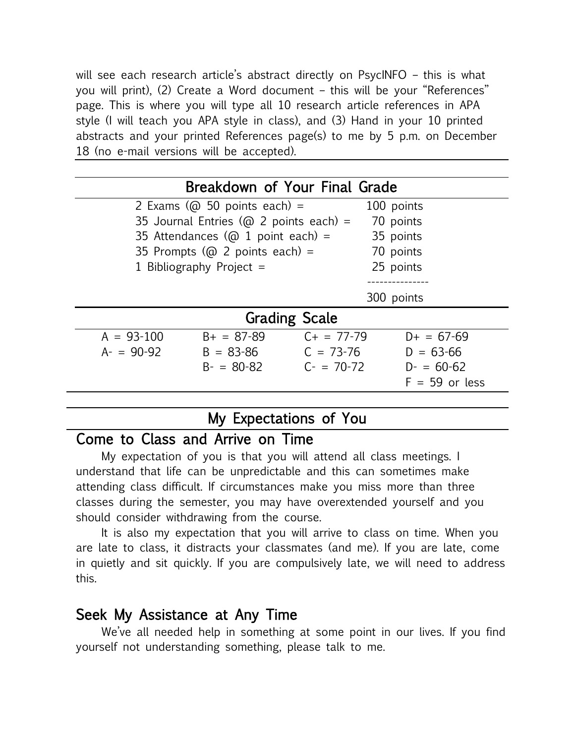will see each research article's abstract directly on PsycINFO – this is what you will print), (2) Create a Word document – this will be your "References" page. This is where you will type all 10 research article references in APA style (I will teach you APA style in class), and (3) Hand in your 10 printed abstracts and your printed References page(s) to me by 5 p.m. on December 18 (no e-mail versions will be accepted).

## Breakdown of Your Final Grade

| | |
|---|---|
| 2 Exams (@ 50 points each) = | 100 points |
| 35 Journal Entries (@ 2 points each) = | 70 points |
| 35 Attendances (@ 1 point each) = | 35 points |
| 35 Prompts (@ 2 points each) = | 70 points |
| 1 Bibliography Project = | 25 points |
| | 300 points |

## Grading Scale

| | | | |
|---|---|---|---|
| A = 93-100 | B+ = 87-89 | C+ = 77-79 | D+ = 67-69 |
| A- = 90-92 | B = 83-86 | C = 73-76 | D = 63-66 |
| | B- = 80-82 | C- = 70-72 | D- = 60-62 |
| | | | F = 59 or less |

## My Expectations of You

### Come to Class and Arrive on Time

My expectation of you is that you will attend all class meetings. I understand that life can be unpredictable and this can sometimes make attending class difficult. If circumstances make you miss more than three classes during the semester, you may have overextended yourself and you should consider withdrawing from the course.

It is also my expectation that you will arrive to class on time. When you are late to class, it distracts your classmates (and me). If you are late, come in quietly and sit quickly. If you are compulsively late, we will need to address this.

### Seek My Assistance at Any Time

We've all needed help in something at some point in our lives. If you find yourself not understanding something, please talk to me.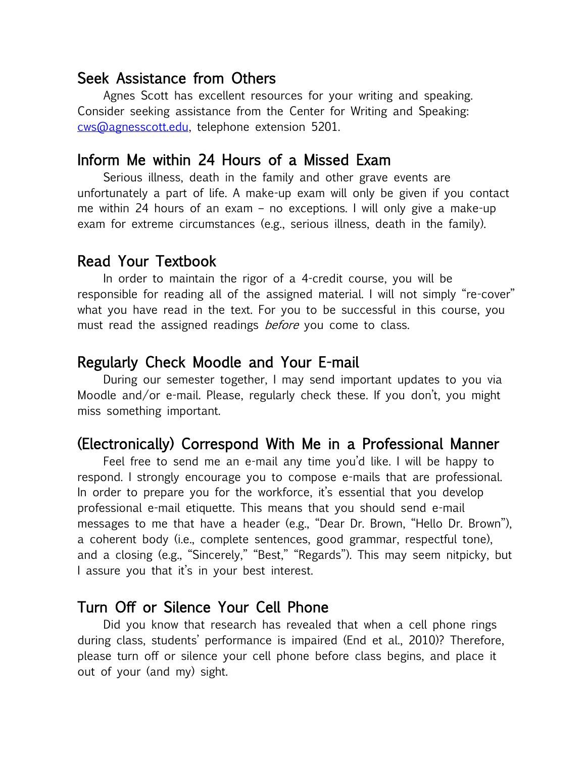## Seek Assistance from Others

Agnes Scott has excellent resources for your writing and speaking. Consider seeking assistance from the Center for Writing and Speaking: cws@agnesscott.edu, telephone extension 5201.

## Inform Me within 24 Hours of a Missed Exam

Serious illness, death in the family and other grave events are unfortunately a part of life. A make-up exam will only be given if you contact me within 24 hours of an exam – no exceptions. I will only give a make-up exam for extreme circumstances (e.g., serious illness, death in the family).

## Read Your Textbook

In order to maintain the rigor of a 4-credit course, you will be responsible for reading all of the assigned material. I will not simply "re-cover" what you have read in the text. For you to be successful in this course, you must read the assigned readings *before* you come to class.

## Regularly Check Moodle and Your E-mail

During our semester together, I may send important updates to you via Moodle and/or e-mail. Please, regularly check these. If you don't, you might miss something important.

## (Electronically) Correspond With Me in a Professional Manner

Feel free to send me an e-mail any time you'd like. I will be happy to respond. I strongly encourage you to compose e-mails that are professional. In order to prepare you for the workforce, it's essential that you develop professional e-mail etiquette. This means that you should send e-mail messages to me that have a header (e.g., "Dear Dr. Brown, "Hello Dr. Brown"), a coherent body (i.e., complete sentences, good grammar, respectful tone), and a closing (e.g., "Sincerely," "Best," "Regards"). This may seem nitpicky, but I assure you that it's in your best interest.

## Turn Off or Silence Your Cell Phone

Did you know that research has revealed that when a cell phone rings during class, students' performance is impaired (End et al., 2010)? Therefore, please turn off or silence your cell phone before class begins, and place it out of your (and my) sight.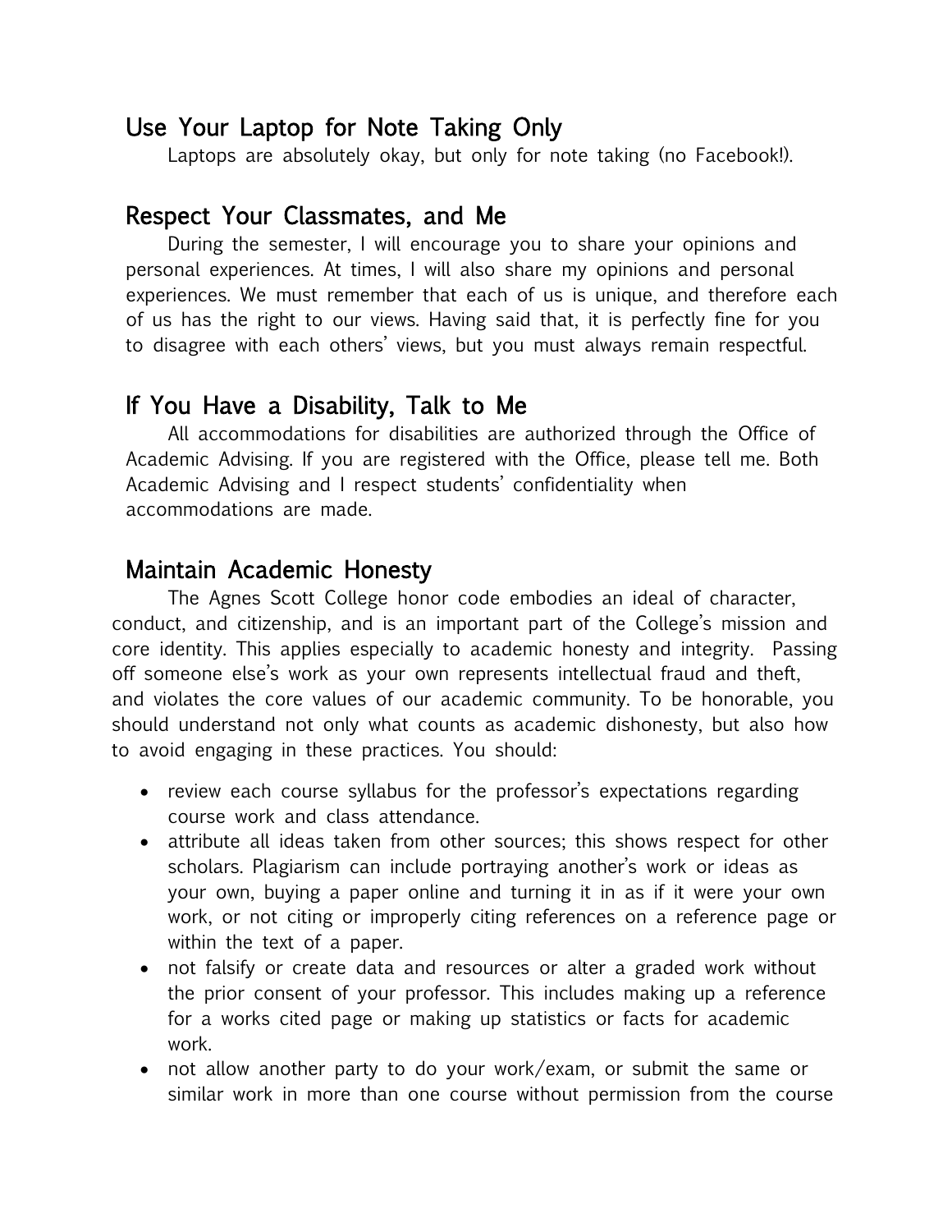## Use Your Laptop for Note Taking Only

Laptops are absolutely okay, but only for note taking (no Facebook!).

## Respect Your Classmates, and Me

During the semester, I will encourage you to share your opinions and personal experiences. At times, I will also share my opinions and personal experiences. We must remember that each of us is unique, and therefore each of us has the right to our views. Having said that, it is perfectly fine for you to disagree with each others' views, but you must always remain respectful.

## If You Have a Disability, Talk to Me

All accommodations for disabilities are authorized through the Office of Academic Advising. If you are registered with the Office, please tell me. Both Academic Advising and I respect students' confidentiality when accommodations are made.

## Maintain Academic Honesty

The Agnes Scott College honor code embodies an ideal of character, conduct, and citizenship, and is an important part of the College's mission and core identity. This applies especially to academic honesty and integrity. Passing off someone else's work as your own represents intellectual fraud and theft, and violates the core values of our academic community. To be honorable, you should understand not only what counts as academic dishonesty, but also how to avoid engaging in these practices. You should:

- review each course syllabus for the professor's expectations regarding course work and class attendance.
- attribute all ideas taken from other sources; this shows respect for other scholars. Plagiarism can include portraying another's work or ideas as your own, buying a paper online and turning it in as if it were your own work, or not citing or improperly citing references on a reference page or within the text of a paper.
- not falsify or create data and resources or alter a graded work without the prior consent of your professor. This includes making up a reference for a works cited page or making up statistics or facts for academic work.
- not allow another party to do your work/exam, or submit the same or similar work in more than one course without permission from the course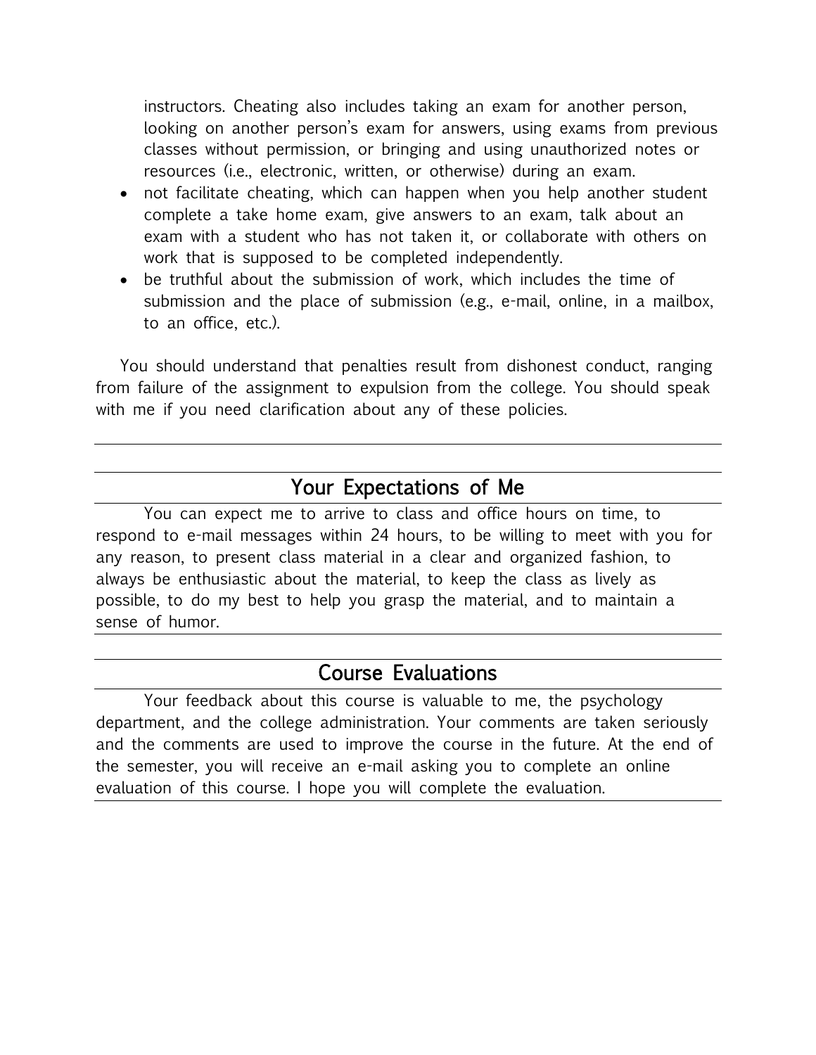instructors. Cheating also includes taking an exam for another person, looking on another person's exam for answers, using exams from previous classes without permission, or bringing and using unauthorized notes or resources (i.e., electronic, written, or otherwise) during an exam.

- not facilitate cheating, which can happen when you help another student complete a take home exam, give answers to an exam, talk about an exam with a student who has not taken it, or collaborate with others on work that is supposed to be completed independently.
- be truthful about the submission of work, which includes the time of submission and the place of submission (e.g., e-mail, online, in a mailbox, to an office, etc.).

You should understand that penalties result from dishonest conduct, ranging from failure of the assignment to expulsion from the college. You should speak with me if you need clarification about any of these policies.

---

## Your Expectations of Me

You can expect me to arrive to class and office hours on time, to respond to e-mail messages within 24 hours, to be willing to meet with you for any reason, to present class material in a clear and organized fashion, to always be enthusiastic about the material, to keep the class as lively as possible, to do my best to help you grasp the material, and to maintain a sense of humor.

## Course Evaluations

Your feedback about this course is valuable to me, the psychology department, and the college administration. Your comments are taken seriously and the comments are used to improve the course in the future. At the end of the semester, you will receive an e-mail asking you to complete an online evaluation of this course. I hope you will complete the evaluation.